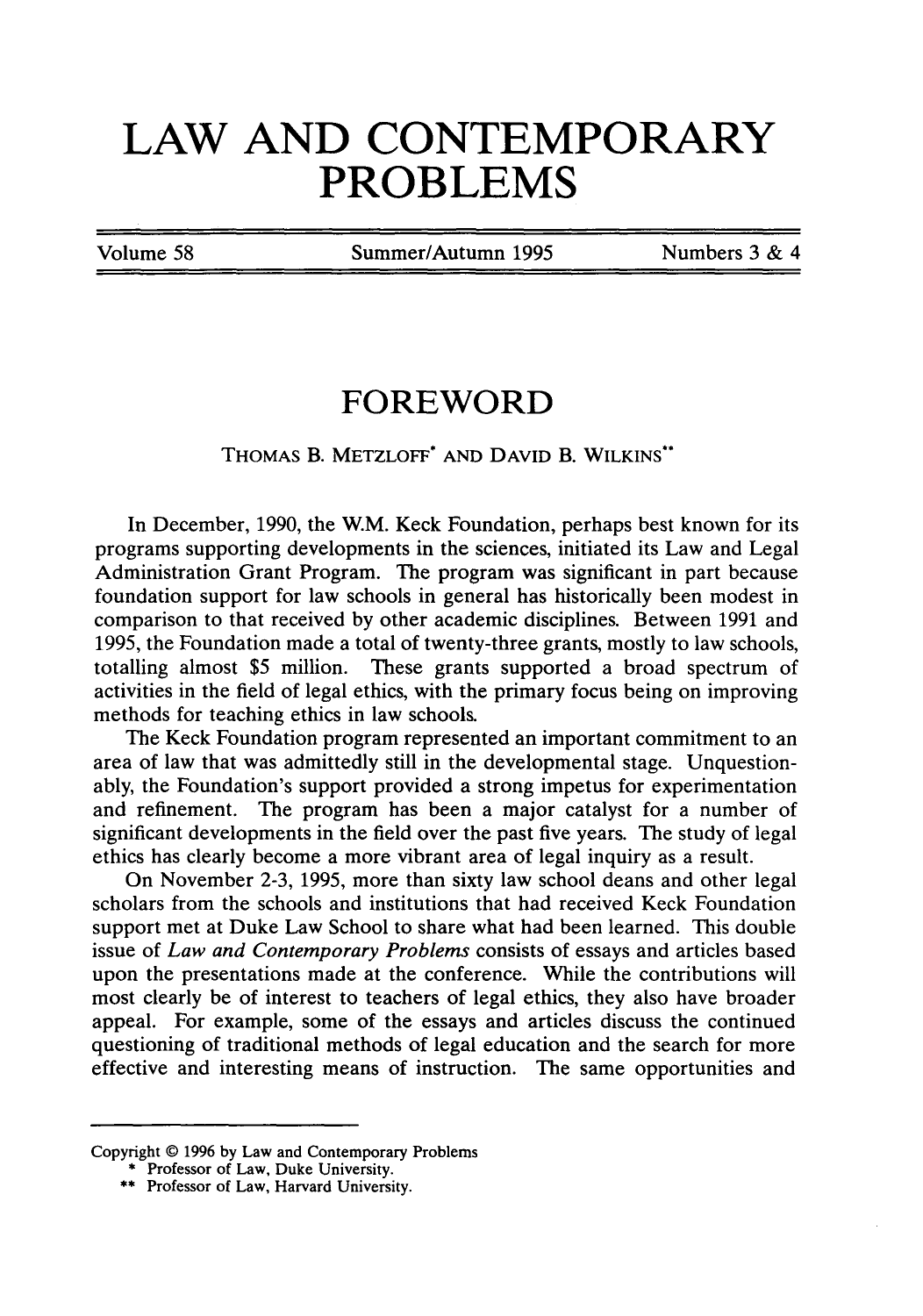# LAW AND CONTEMPORARY PROBLEMS

## FOREWORD

THOMAS B. METZLOFF* AND DAVID B. WILKINS**

In December, 1990, the W.M. Keck Foundation, perhaps best known for its programs supporting developments in the sciences, initiated its Law and Legal Administration Grant Program. The program was significant in part because foundation support for law schools in general has historically been modest in comparison to that received by other academic disciplines. Between 1991 and 1995, the Foundation made a total of twenty-three grants, mostly to law schools, totalling almost $5 million. These grants supported a broad spectrum of activities in the field of legal ethics, with the primary focus being on improving methods for teaching ethics in law schools.

The Keck Foundation program represented an important commitment to an area of law that was admittedly still in the developmental stage. Unquestionably, the Foundation's support provided a strong impetus for experimentation and refinement. The program has been a major catalyst for a number of significant developments in the field over the past five years. The study of legal ethics has clearly become a more vibrant area of legal inquiry as a result.

On November 2-3, 1995, more than sixty law school deans and other legal scholars from the schools and institutions that had received Keck Foundation support met at Duke Law School to share what had been learned. This double issue of *Law and Contemporary Problems* consists of essays and articles based upon the presentations made at the conference. While the contributions will most clearly be of interest to teachers of legal ethics, they also have broader appeal. For example, some of the essays and articles discuss the continued questioning of traditional methods of legal education and the search for more effective and interesting means of instruction. The same opportunities and

---

Copyright © 1996 by Law and Contemporary Problems

\* Professor of Law, Duke University.

\*\* Professor of Law, Harvard University.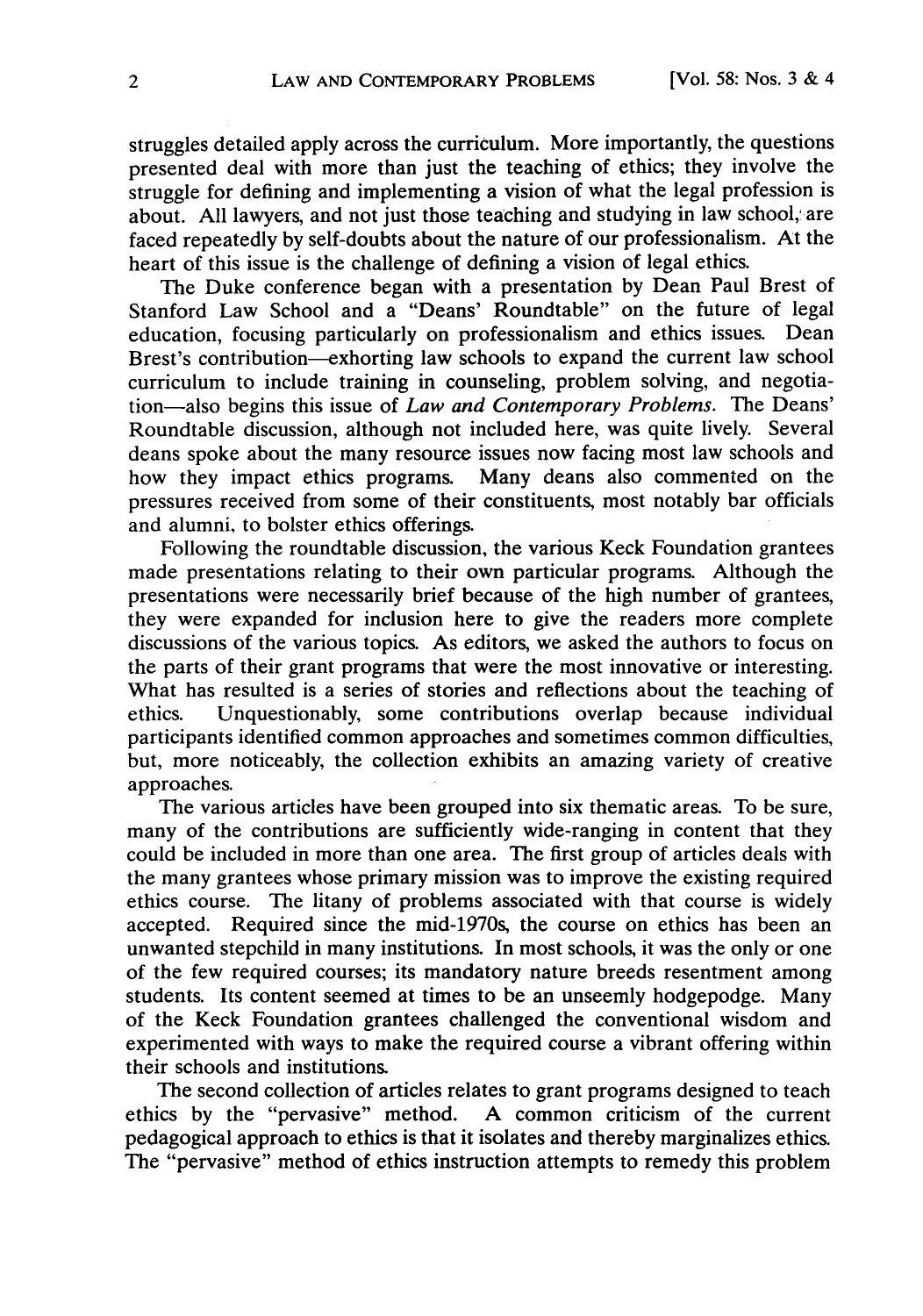struggles detailed apply across the curriculum. More importantly, the questions presented deal with more than just the teaching of ethics; they involve the struggle for defining and implementing a vision of what the legal profession is about. All lawyers, and not just those teaching and studying in law school, are faced repeatedly by self-doubts about the nature of our professionalism. At the heart of this issue is the challenge of defining a vision of legal ethics.

The Duke conference began with a presentation by Dean Paul Brest of Stanford Law School and a "Deans' Roundtable" on the future of legal education, focusing particularly on professionalism and ethics issues. Dean Brest's contribution—exhorting law schools to expand the current law school curriculum to include training in counseling, problem solving, and negotiation—also begins this issue of *Law and Contemporary Problems*. The Deans' Roundtable discussion, although not included here, was quite lively. Several deans spoke about the many resource issues now facing most law schools and how they impact ethics programs. Many deans also commented on the pressures received from some of their constituents, most notably bar officials and alumni, to bolster ethics offerings.

Following the roundtable discussion, the various Keck Foundation grantees made presentations relating to their own particular programs. Although the presentations were necessarily brief because of the high number of grantees, they were expanded for inclusion here to give the readers more complete discussions of the various topics. As editors, we asked the authors to focus on the parts of their grant programs that were the most innovative or interesting. What has resulted is a series of stories and reflections about the teaching of ethics. Unquestionably, some contributions overlap because individual participants identified common approaches and sometimes common difficulties, but, more noticeably, the collection exhibits an amazing variety of creative approaches.

The various articles have been grouped into six thematic areas. To be sure, many of the contributions are sufficiently wide-ranging in content that they could be included in more than one area. The first group of articles deals with the many grantees whose primary mission was to improve the existing required ethics course. The litany of problems associated with that course is widely accepted. Required since the mid-1970s, the course on ethics has been an unwanted stepchild in many institutions. In most schools, it was the only or one of the few required courses; its mandatory nature breeds resentment among students. Its content seemed at times to be an unseemly hodgepodge. Many of the Keck Foundation grantees challenged the conventional wisdom and experimented with ways to make the required course a vibrant offering within their schools and institutions.

The second collection of articles relates to grant programs designed to teach ethics by the "pervasive" method. A common criticism of the current pedagogical approach to ethics is that it isolates and thereby marginalizes ethics. The "pervasive" method of ethics instruction attempts to remedy this problem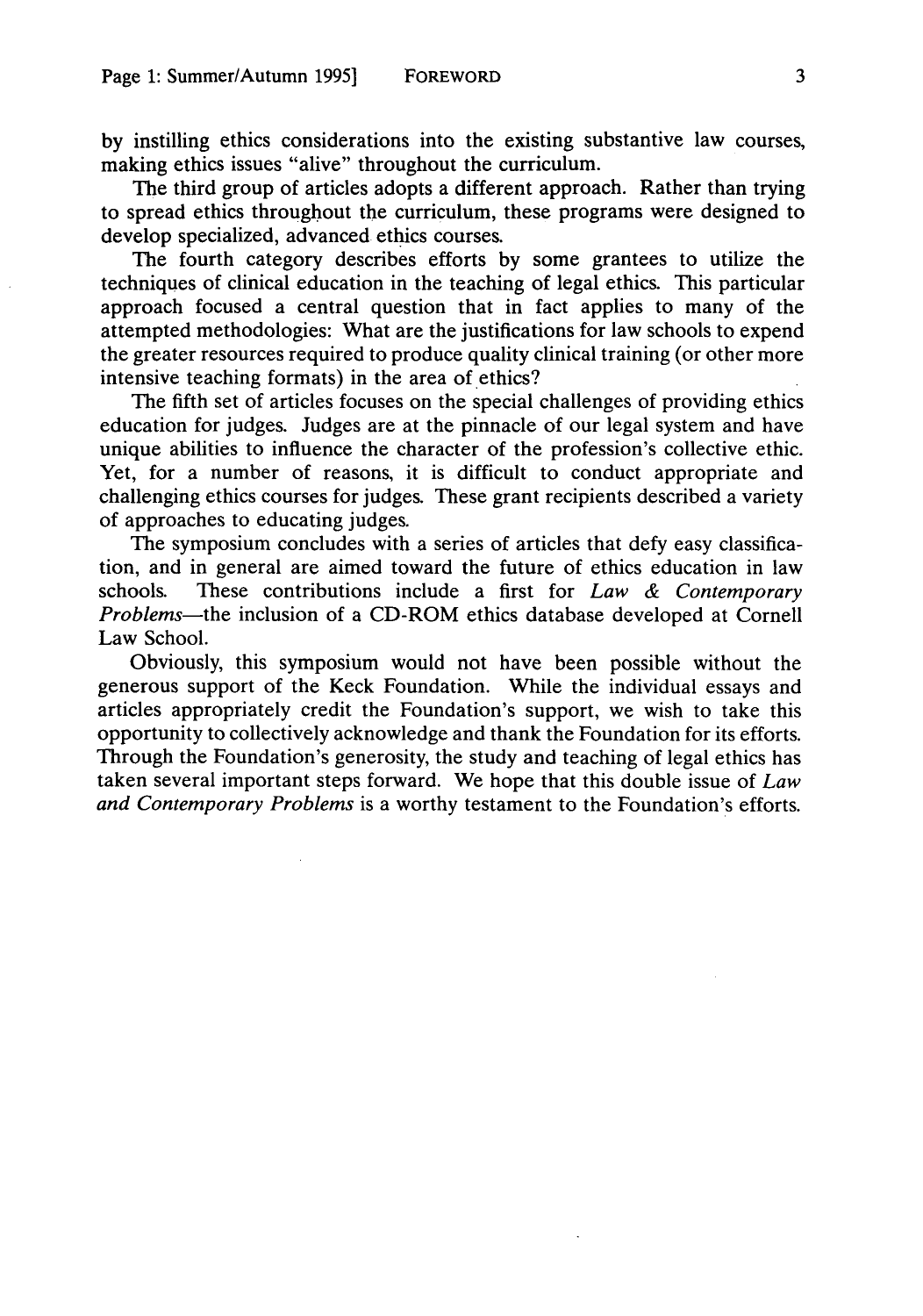by instilling ethics considerations into the existing substantive law courses, making ethics issues "alive" throughout the curriculum.

The third group of articles adopts a different approach. Rather than trying to spread ethics throughout the curriculum, these programs were designed to develop specialized, advanced ethics courses.

The fourth category describes efforts by some grantees to utilize the techniques of clinical education in the teaching of legal ethics. This particular approach focused a central question that in fact applies to many of the attempted methodologies: What are the justifications for law schools to expend the greater resources required to produce quality clinical training (or other more intensive teaching formats) in the area of ethics?

The fifth set of articles focuses on the special challenges of providing ethics education for judges. Judges are at the pinnacle of our legal system and have unique abilities to influence the character of the profession's collective ethic. Yet, for a number of reasons, it is difficult to conduct appropriate and challenging ethics courses for judges. These grant recipients described a variety of approaches to educating judges.

The symposium concludes with a series of articles that defy easy classification, and in general are aimed toward the future of ethics education in law schools. These contributions include a first for *Law & Contemporary Problems*—the inclusion of a CD-ROM ethics database developed at Cornell Law School.

Obviously, this symposium would not have been possible without the generous support of the Keck Foundation. While the individual essays and articles appropriately credit the Foundation's support, we wish to take this opportunity to collectively acknowledge and thank the Foundation for its efforts. Through the Foundation's generosity, the study and teaching of legal ethics has taken several important steps forward. We hope that this double issue of *Law and Contemporary Problems* is a worthy testament to the Foundation's efforts.